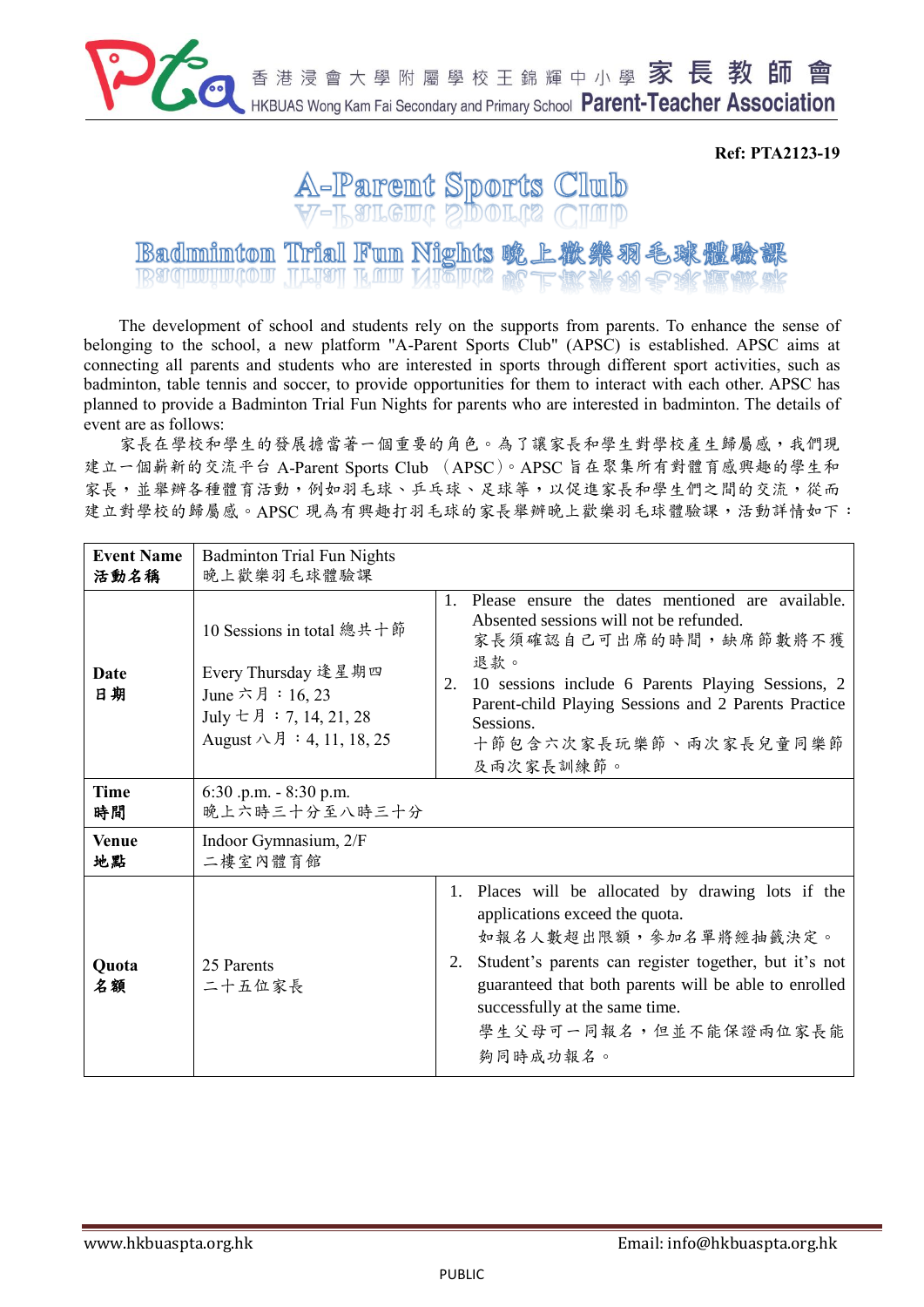香港浸會大學附屬學校王錦輝中小學 家長教師會
HKBUAS Wong Kam Fai Secondary and Primary School Parent-Teacher Association

**Ref: PTA2123-19**

# A-Parent Sports Club

## Badminton Trial Fun Nights 晚上歡樂羽毛球體驗課

The development of school and students rely on the supports from parents. To enhance the sense of belonging to the school, a new platform "A-Parent Sports Club" (APSC) is established. APSC aims at connecting all parents and students who are interested in sports through different sport activities, such as badminton, table tennis and soccer, to provide opportunities for them to interact with each other. APSC has planned to provide a Badminton Trial Fun Nights for parents who are interested in badminton. The details of event are as follows:

家長在學校和學生的發展擔當著一個重要的角色。為了讓家長和學生對學校產生歸屬感，我們現建立一個嶄新的交流平台 A-Parent Sports Club （APSC）。APSC 旨在聚集所有對體育感興趣的學生和家長，並舉辦各種體育活動，例如羽毛球、乒乓球、足球等，以促進家長和學生們之間的交流，從而建立對學校的歸屬感。APSC 現為有興趣打羽毛球的家長舉辦晚上歡樂羽毛球體驗課，活動詳情如下：

| **Event Name 活動名稱** | Badminton Trial Fun Nights<br>晚上歡樂羽毛球體驗課 | |
|---|---|---|
| **Date 日期** | 10 Sessions in total 總共十節<br><br>Every Thursday 逢星期四<br>June 六月 ：16, 23<br>July 七月 ：7, 14, 21, 28<br>August 八月 ：4, 11, 18, 25 | 1. Please ensure the dates mentioned are available. Absented sessions will not be refunded.<br>家長須確認自己可出席的時間，缺席節數將不獲退款。<br>2. 10 sessions include 6 Parents Playing Sessions, 2 Parent-child Playing Sessions and 2 Parents Practice Sessions.<br>十節包含六次家長玩樂節、兩次家長兒童同樂節及兩次家長訓練節。 |
| **Time 時間** | 6:30 .p.m. - 8:30 p.m.<br>晚上六時三十分至八時三十分 | |
| **Venue 地點** | Indoor Gymnasium, 2/F<br>二樓室內體育館 | |
| **Quota 名額** | 25 Parents<br>二十五位家長 | 1. Places will be allocated by drawing lots if the applications exceed the quota.<br>如報名人數超出限額，參加名單將經抽籤決定。<br>2. Student's parents can register together, but it's not guaranteed that both parents will be able to enrolled successfully at the same time.<br>學生父母可一同報名，但並不能保證兩位家長能夠同時成功報名。 |

www.hkbuaspta.org.hk Email: info@hkbuaspta.org.hk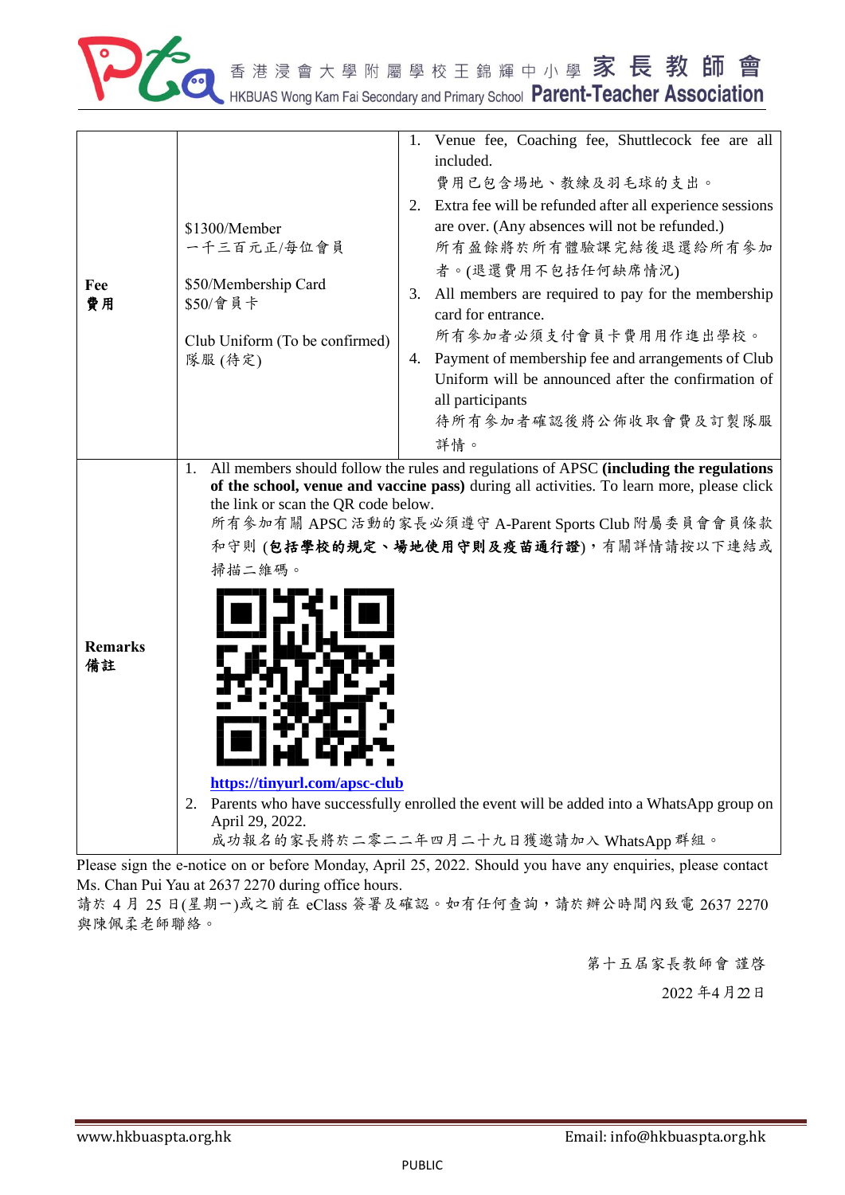| | | |
|---|---|---|
| **Fee**<br>**費用** | $1300/Member<br>一千三百元正/每位會員<br><br>$50/Membership Card<br>$50/會員卡<br><br>Club Uniform (To be confirmed)<br>隊服 (待定) | 1. Venue fee, Coaching fee, Shuttlecock fee are all included.<br>費用已包含場地、教練及羽毛球的支出。<br>2. Extra fee will be refunded after all experience sessions are over. (Any absences will not be refunded.)<br>所有盈餘將於所有體驗課完結後退還給所有參加者。(退還費用不包括任何缺席情況)<br>3. All members are required to pay for the membership card for entrance.<br>所有參加者必須支付會員卡費用用作進出學校。<br>4. Payment of membership fee and arrangements of Club Uniform will be announced after the confirmation of all participants<br>待所有參加者確認後將公佈收取會費及訂製隊服詳情。 |
| **Remarks**<br>**備註** | 1. All members should follow the rules and regulations of APSC **(including the regulations of the school, venue and vaccine pass)** during all activities. To learn more, please click the link or scan the QR code below.<br>所有參加有關 APSC 活動的家長必須遵守 A-Parent Sports Club 附屬委員會會員條款和守則 (**包括學校的規定、場地使用守則及疫苗通行證**)，有關詳情請按以下連結或掃描二維碼。<br><br>**https://tinyurl.com/apsc-club**<br>2. Parents who have successfully enrolled the event will be added into a WhatsApp group on April 29, 2022.<br>成功報名的家長將於二零二二年四月二十九日獲邀請加入 WhatsApp 群組。 | |

Please sign the e-notice on or before Monday, April 25, 2022. Should you have any enquiries, please contact Ms. Chan Pui Yau at 2637 2270 during office hours.
請於 4 月 25 日(星期一)或之前在 eClass 簽署及確認。如有任何查詢，請於辦公時間內致電 2637 2270 與陳佩柔老師聯絡。

第十五屆家長教師會 謹啓

2022 年4 月22 日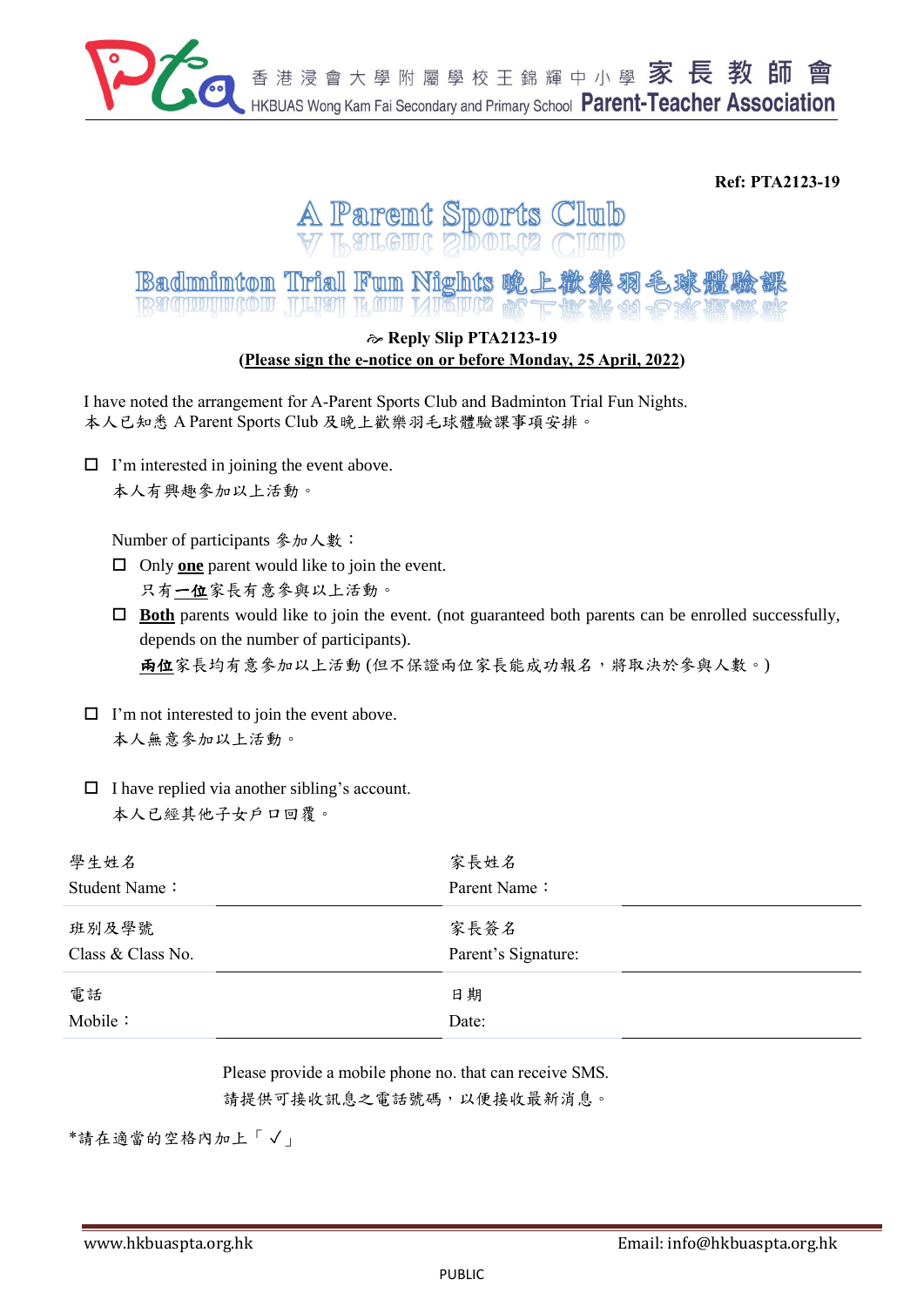**Ref: PTA2123-19**

# A Parent Sports Club

## Badminton Trial Fun Nights 晚上歡樂羽毛球體驗課

**Reply Slip PTA2123-19**

**(<u>Please sign the e-notice on or before Monday, 25 April, 2022</u>)**

I have noted the arrangement for A-Parent Sports Club and Badminton Trial Fun Nights.
本人已知悉 A Parent Sports Club 及晚上歡樂羽毛球體驗課事項安排。

☐ I'm interested in joining the event above.
本人有興趣參加以上活動。

Number of participants 參加人數：

- ☐ Only **<u>one</u>** parent would like to join the event.
只有**<u>一位</u>**家長有意參與以上活動。
- ☐ **<u>Both</u>** parents would like to join the event. (not guaranteed both parents can be enrolled successfully, depends on the number of participants).
**<u>兩位</u>**家長均有意參加以上活動 (但不保證兩位家長能成功報名，將取決於參與人數。)

☐ I'm not interested to join the event above.
本人無意參加以上活動。

☐ I have replied via another sibling's account.
本人已經其他子女戶口回覆。

| | | | |
|---|---|---|---|
| 學生姓名<br>Student Name： | | 家長姓名<br>Parent Name： | |
| 班別及學號<br>Class & Class No. | | 家長簽名<br>Parent's Signature: | |
| 電話<br>Mobile： | | 日期<br>Date: | |

Please provide a mobile phone no. that can receive SMS.
請提供可接收訊息之電話號碼，以便接收最新消息。

*請在適當的空格內加上「✓」

www.hkbuaspta.org.hk Email: info@hkbuaspta.org.hk